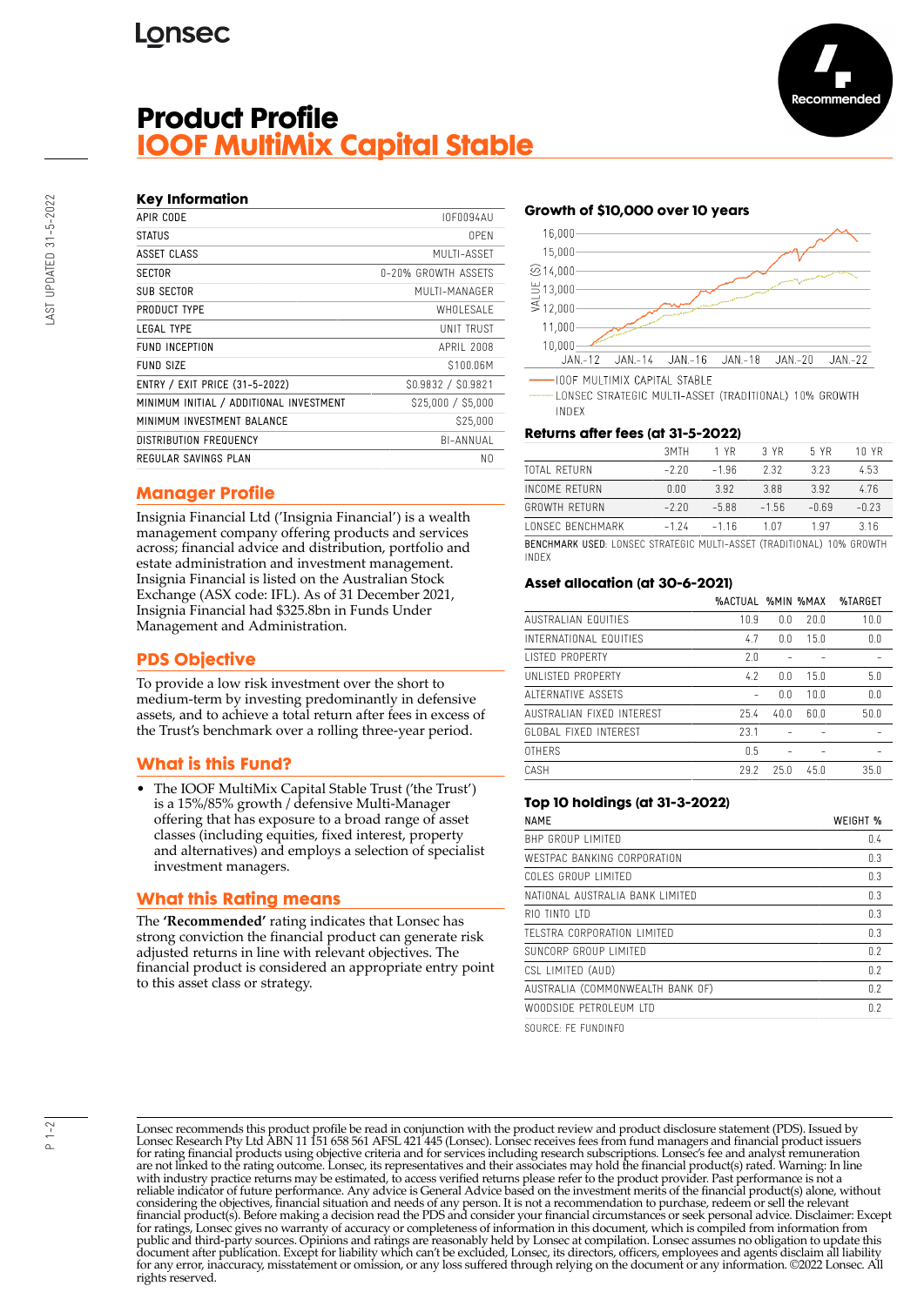Lonsec

# Product Profile
# IOOF MultiMix Capital Stable

Recommended

### Key Information

| | |
|---|---|
| APIR CODE | IOF0094AU |
| STATUS | OPEN |
| ASSET CLASS | MULTI-ASSET |
| SECTOR | 0-20% GROWTH ASSETS |
| SUB SECTOR | MULTI-MANAGER |
| PRODUCT TYPE | WHOLESALE |
| LEGAL TYPE | UNIT TRUST |
| FUND INCEPTION | APRIL 2008 |
| FUND SIZE | $100.06M |
| ENTRY / EXIT PRICE (31-5-2022) | $0.9832 / $0.9821 |
| MINIMUM INITIAL / ADDITIONAL INVESTMENT | $25,000 / $5,000 |
| MINIMUM INVESTMENT BALANCE | $25,000 |
| DISTRIBUTION FREQUENCY | BI-ANNUAL |
| REGULAR SAVINGS PLAN | NO |

## Manager Profile

Insignia Financial Ltd ('Insignia Financial') is a wealth management company offering products and services across; financial advice and distribution, portfolio and estate administration and investment management. Insignia Financial is listed on the Australian Stock Exchange (ASX code: IFL). As of 31 December 2021, Insignia Financial had $325.8bn in Funds Under Management and Administration.

## PDS Objective

To provide a low risk investment over the short to medium-term by investing predominantly in defensive assets, and to achieve a total return after fees in excess of the Trust's benchmark over a rolling three-year period.

## What is this Fund?

- The IOOF MultiMix Capital Stable Trust ('the Trust') is a 15%/85% growth / defensive Multi-Manager offering that has exposure to a broad range of asset classes (including equities, fixed interest, property and alternatives) and employs a selection of specialist investment managers.

## What this Rating means

The **'Recommended'** rating indicates that Lonsec has strong conviction the financial product can generate risk adjusted returns in line with relevant objectives. The financial product is considered an appropriate entry point to this asset class or strategy.

### Growth of $10,000 over 10 years

VALUE ($)
16,000
15,000
14,000
13,000
12,000
11,000
10,000
JAN.-12 JAN.-14 JAN.-16 JAN.-18 JAN.-20 JAN.-22

IOOF MULTIMIX CAPITAL STABLE
LONSEC STRATEGIC MULTI-ASSET (TRADITIONAL) 10% GROWTH INDEX

### Returns after fees (at 31-5-2022)

| | 3MTH | 1 YR | 3 YR | 5 YR | 10 YR |
|---|---|---|---|---|---|
| TOTAL RETURN | -2.20 | -1.96 | 2.32 | 3.23 | 4.53 |
| INCOME RETURN | 0.00 | 3.92 | 3.88 | 3.92 | 4.76 |
| GROWTH RETURN | -2.20 | -5.88 | -1.56 | -0.69 | -0.23 |
| LONSEC BENCHMARK | -1.24 | -1.16 | 1.07 | 1.97 | 3.16 |

**BENCHMARK USED:** LONSEC STRATEGIC MULTI-ASSET (TRADITIONAL) 10% GROWTH INDEX

### Asset allocation (at 30-6-2021)

| | %ACTUAL | %MIN | %MAX | %TARGET |
|---|---|---|---|---|
| AUSTRALIAN EQUITIES | 10.9 | 0.0 | 20.0 | 10.0 |
| INTERNATIONAL EQUITIES | 4.7 | 0.0 | 15.0 | 0.0 |
| LISTED PROPERTY | 2.0 | - | - | - |
| UNLISTED PROPERTY | 4.2 | 0.0 | 15.0 | 5.0 |
| ALTERNATIVE ASSETS | - | 0.0 | 10.0 | 0.0 |
| AUSTRALIAN FIXED INTEREST | 25.4 | 40.0 | 60.0 | 50.0 |
| GLOBAL FIXED INTEREST | 23.1 | - | - | - |
| OTHERS | 0.5 | - | - | - |
| CASH | 29.2 | 25.0 | 45.0 | 35.0 |

### Top 10 holdings (at 31-3-2022)

| NAME | WEIGHT % |
|---|---|
| BHP GROUP LIMITED | 0.4 |
| WESTPAC BANKING CORPORATION | 0.3 |
| COLES GROUP LIMITED | 0.3 |
| NATIONAL AUSTRALIA BANK LIMITED | 0.3 |
| RIO TINTO LTD | 0.3 |
| TELSTRA CORPORATION LIMITED | 0.3 |
| SUNCORP GROUP LIMITED | 0.2 |
| CSL LIMITED (AUD) | 0.2 |
| AUSTRALIA (COMMONWEALTH BANK OF) | 0.2 |
| WOODSIDE PETROLEUM LTD | 0.2 |

SOURCE: FE FUNDINFO

Lonsec recommends this product profile be read in conjunction with the product review and product disclosure statement (PDS). Issued by Lonsec Research Pty Ltd ABN 11 151 658 561 AFSL 421 445 (Lonsec). Lonsec receives fees from fund managers and financial product issuers for rating financial products using objective criteria and for services including research subscriptions. Lonsec's fee and analyst remuneration are not linked to the rating outcome. Lonsec, its representatives and their associates may hold the financial product(s) rated. Warning: In line with industry practice returns may be estimated, to access verified returns please refer to the product provider. Past performance is not a reliable indicator of future performance. Any advice is General Advice based on the investment merits of the financial product(s) alone, without considering the objectives, financial situation and needs of any person. It is not a recommendation to purchase, redeem or sell the relevant financial product(s). Before making a decision read the PDS and consider your financial circumstances or seek personal advice. Disclaimer: Except for ratings, Lonsec gives no warranty of accuracy or completeness of information in this document, which is compiled from information from public and third-party sources. Opinions and ratings are reasonably held by Lonsec at compilation. Lonsec assumes no obligation to update this document after publication. Except for liability which can't be excluded, Lonsec, its directors, officers, employees and agents disclaim all liability for any error, inaccuracy, misstatement or omission, or any loss suffered through relying on the document or any information. ©2022 Lonsec. All rights reserved.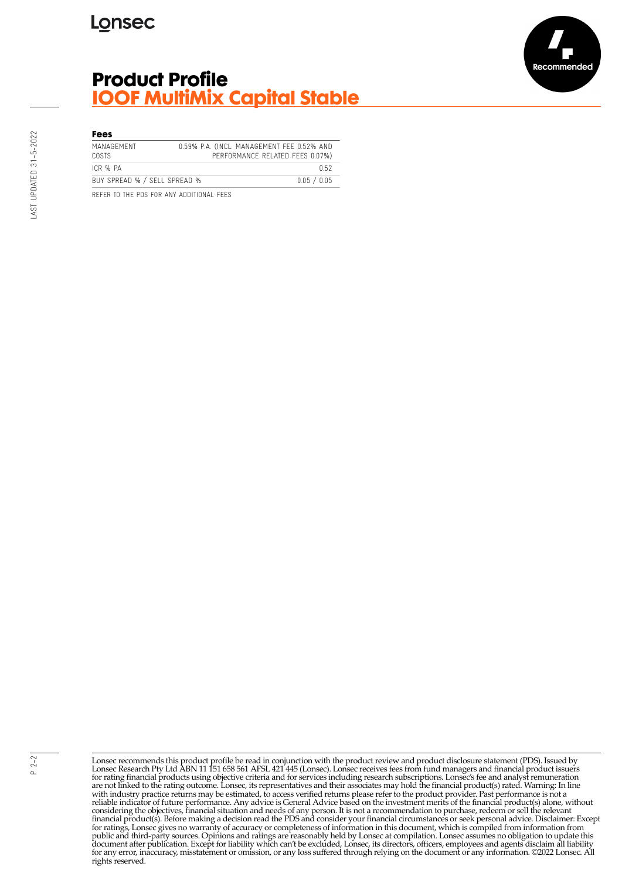# Product Profile
## IOOF MultiMix Capital Stable

Recommended

### Fees

| | |
|---|---|
| MANAGEMENT COSTS | 0.59% P.A. (INCL. MANAGEMENT FEE 0.52% AND PERFORMANCE RELATED FEES 0.07%) |
| ICR % PA | 0.52 |
| BUY SPREAD % / SELL SPREAD % | 0.05 / 0.05 |

REFER TO THE PDS FOR ANY ADDITIONAL FEES

Lonsec recommends this product profile be read in conjunction with the product review and product disclosure statement (PDS). Issued by Lonsec Research Pty Ltd ABN 11 151 658 561 AFSL 421 445 (Lonsec). Lonsec receives fees from fund managers and financial product issuers for rating financial products using objective criteria and for services including research subscriptions. Lonsec's fee and analyst remuneration are not linked to the rating outcome. Lonsec, its representatives and their associates may hold the financial product(s) rated. Warning: In line with industry practice returns may be estimated, to access verified returns please refer to the product provider. Past performance is not a reliable indicator of future performance. Any advice is General Advice based on the investment merits of the financial product(s) alone, without considering the objectives, financial situation and needs of any person. It is not a recommendation to purchase, redeem or sell the relevant financial product(s). Before making a decision read the PDS and consider your financial circumstances or seek personal advice. Disclaimer: Except for ratings, Lonsec gives no warranty of accuracy or completeness of information in this document, which is compiled from information from public and third-party sources. Opinions and ratings are reasonably held by Lonsec at compilation. Lonsec assumes no obligation to update this document after publication. Except for liability which can't be excluded, Lonsec, its directors, officers, employees and agents disclaim all liability for any error, inaccuracy, misstatement or omission, or any loss suffered through relying on the document or any information. ©2022 Lonsec. All rights reserved.